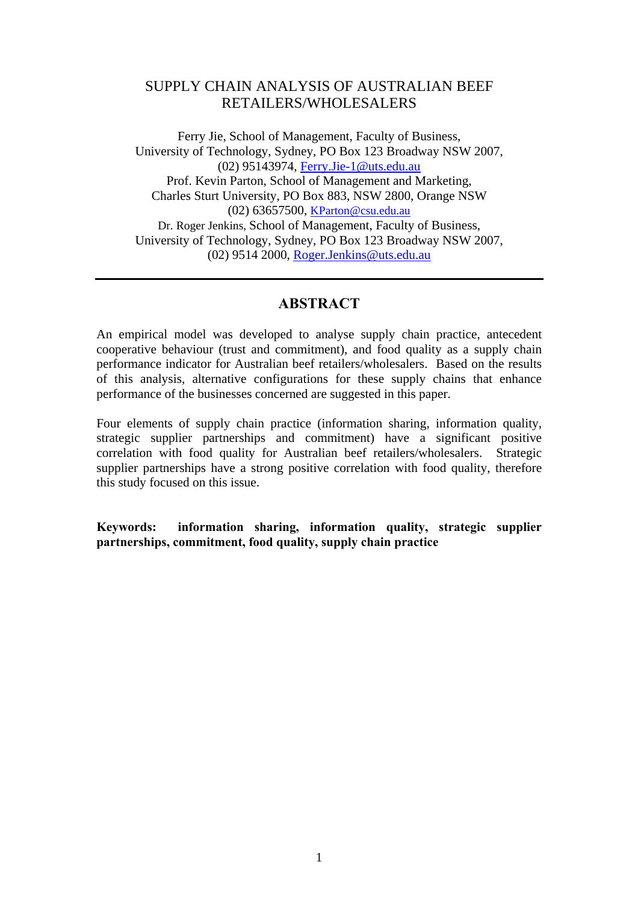# SUPPLY CHAIN ANALYSIS OF AUSTRALIAN BEEF RETAILERS/WHOLESALERS

Ferry Jie, School of Management, Faculty of Business,
University of Technology, Sydney, PO Box 123 Broadway NSW 2007,
(02) 95143974, Ferry.Jie-1@uts.edu.au
Prof. Kevin Parton, School of Management and Marketing,
Charles Sturt University, PO Box 883, NSW 2800, Orange NSW
(02) 63657500, KParton@csu.edu.au
Dr. Roger Jenkins, School of Management, Faculty of Business,
University of Technology, Sydney, PO Box 123 Broadway NSW 2007,
(02) 9514 2000, Roger.Jenkins@uts.edu.au

---

## ABSTRACT

An empirical model was developed to analyse supply chain practice, antecedent cooperative behaviour (trust and commitment), and food quality as a supply chain performance indicator for Australian beef retailers/wholesalers. Based on the results of this analysis, alternative configurations for these supply chains that enhance performance of the businesses concerned are suggested in this paper.

Four elements of supply chain practice (information sharing, information quality, strategic supplier partnerships and commitment) have a significant positive correlation with food quality for Australian beef retailers/wholesalers. Strategic supplier partnerships have a strong positive correlation with food quality, therefore this study focused on this issue.

**Keywords: information sharing, information quality, strategic supplier partnerships, commitment, food quality, supply chain practice**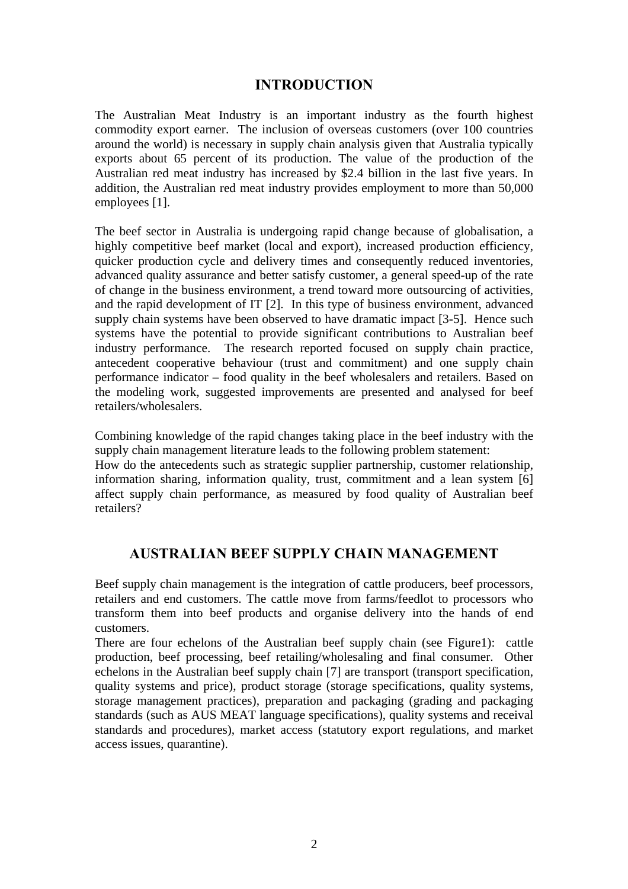# INTRODUCTION

The Australian Meat Industry is an important industry as the fourth highest commodity export earner. The inclusion of overseas customers (over 100 countries around the world) is necessary in supply chain analysis given that Australia typically exports about 65 percent of its production. The value of the production of the Australian red meat industry has increased by $2.4 billion in the last five years. In addition, the Australian red meat industry provides employment to more than 50,000 employees [1].

The beef sector in Australia is undergoing rapid change because of globalisation, a highly competitive beef market (local and export), increased production efficiency, quicker production cycle and delivery times and consequently reduced inventories, advanced quality assurance and better satisfy customer, a general speed-up of the rate of change in the business environment, a trend toward more outsourcing of activities, and the rapid development of IT [2]. In this type of business environment, advanced supply chain systems have been observed to have dramatic impact [3-5]. Hence such systems have the potential to provide significant contributions to Australian beef industry performance. The research reported focused on supply chain practice, antecedent cooperative behaviour (trust and commitment) and one supply chain performance indicator – food quality in the beef wholesalers and retailers. Based on the modeling work, suggested improvements are presented and analysed for beef retailers/wholesalers.

Combining knowledge of the rapid changes taking place in the beef industry with the supply chain management literature leads to the following problem statement:
How do the antecedents such as strategic supplier partnership, customer relationship, information sharing, information quality, trust, commitment and a lean system [6] affect supply chain performance, as measured by food quality of Australian beef retailers?

# AUSTRALIAN BEEF SUPPLY CHAIN MANAGEMENT

Beef supply chain management is the integration of cattle producers, beef processors, retailers and end customers. The cattle move from farms/feedlot to processors who transform them into beef products and organise delivery into the hands of end customers.
There are four echelons of the Australian beef supply chain (see Figure1): cattle production, beef processing, beef retailing/wholesaling and final consumer. Other echelons in the Australian beef supply chain [7] are transport (transport specification, quality systems and price), product storage (storage specifications, quality systems, storage management practices), preparation and packaging (grading and packaging standards (such as AUS MEAT language specifications), quality systems and receival standards and procedures), market access (statutory export regulations, and market access issues, quarantine).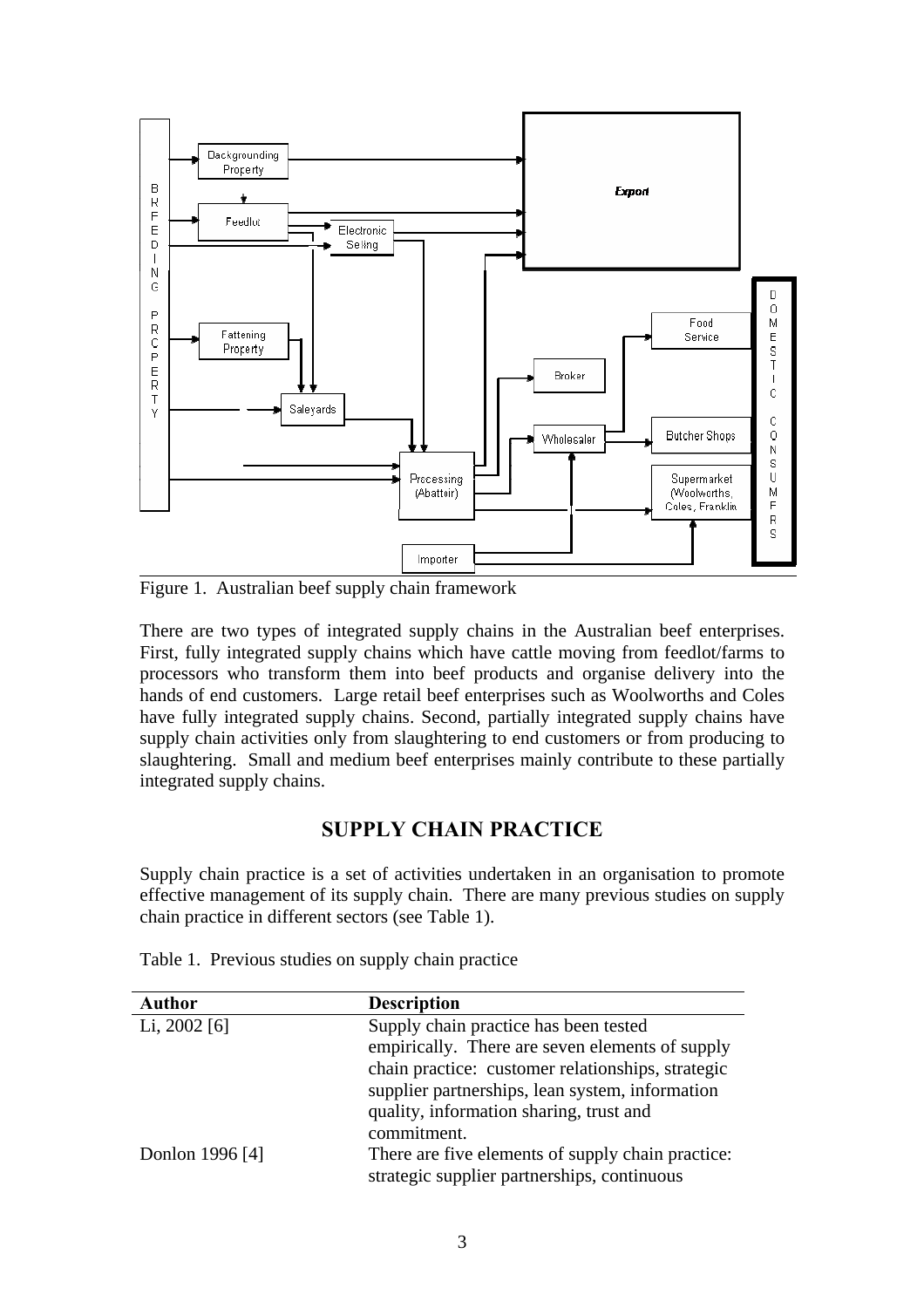Figure 1. Australian beef supply chain framework

There are two types of integrated supply chains in the Australian beef enterprises. First, fully integrated supply chains which have cattle moving from feedlot/farms to processors who transform them into beef products and organise delivery into the hands of end customers. Large retail beef enterprises such as Woolworths and Coles have fully integrated supply chains. Second, partially integrated supply chains have supply chain activities only from slaughtering to end customers or from producing to slaughtering. Small and medium beef enterprises mainly contribute to these partially integrated supply chains.

## SUPPLY CHAIN PRACTICE

Supply chain practice is a set of activities undertaken in an organisation to promote effective management of its supply chain. There are many previous studies on supply chain practice in different sectors (see Table 1).

Table 1. Previous studies on supply chain practice

| Author | Description |
| --- | --- |
| Li, 2002 [6] | Supply chain practice has been tested empirically. There are seven elements of supply chain practice: customer relationships, strategic supplier partnerships, lean system, information quality, information sharing, trust and commitment. |
| Donlon 1996 [4] | There are five elements of supply chain practice: strategic supplier partnerships, continuous |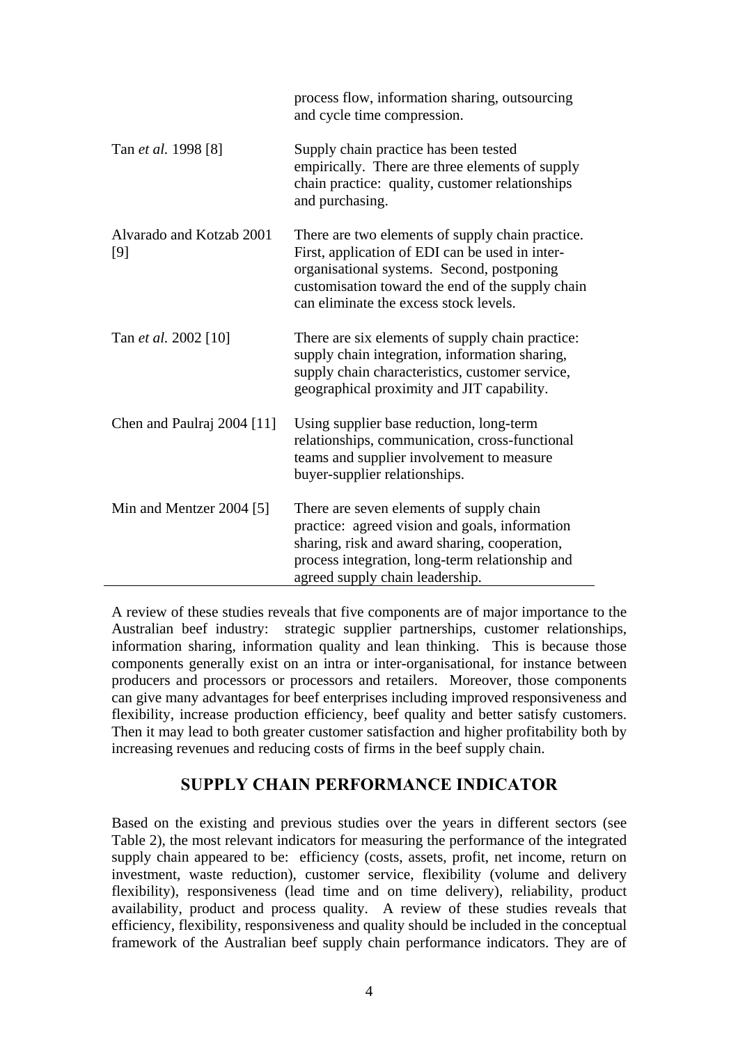| | |
|---|---|
| | process flow, information sharing, outsourcing and cycle time compression. |
| Tan *et al.* 1998 [8] | Supply chain practice has been tested empirically. There are three elements of supply chain practice: quality, customer relationships and purchasing. |
| Alvarado and Kotzab 2001 [9] | There are two elements of supply chain practice. First, application of EDI can be used in inter-organisational systems. Second, postponing customisation toward the end of the supply chain can eliminate the excess stock levels. |
| Tan *et al.* 2002 [10] | There are six elements of supply chain practice: supply chain integration, information sharing, supply chain characteristics, customer service, geographical proximity and JIT capability. |
| Chen and Paulraj 2004 [11] | Using supplier base reduction, long-term relationships, communication, cross-functional teams and supplier involvement to measure buyer-supplier relationships. |
| Min and Mentzer 2004 [5] | There are seven elements of supply chain practice: agreed vision and goals, information sharing, risk and award sharing, cooperation, process integration, long-term relationship and agreed supply chain leadership. |

A review of these studies reveals that five components are of major importance to the Australian beef industry: strategic supplier partnerships, customer relationships, information sharing, information quality and lean thinking. This is because those components generally exist on an intra or inter-organisational, for instance between producers and processors or processors and retailers. Moreover, those components can give many advantages for beef enterprises including improved responsiveness and flexibility, increase production efficiency, beef quality and better satisfy customers. Then it may lead to both greater customer satisfaction and higher profitability both by increasing revenues and reducing costs of firms in the beef supply chain.

## SUPPLY CHAIN PERFORMANCE INDICATOR

Based on the existing and previous studies over the years in different sectors (see Table 2), the most relevant indicators for measuring the performance of the integrated supply chain appeared to be: efficiency (costs, assets, profit, net income, return on investment, waste reduction), customer service, flexibility (volume and delivery flexibility), responsiveness (lead time and on time delivery), reliability, product availability, product and process quality. A review of these studies reveals that efficiency, flexibility, responsiveness and quality should be included in the conceptual framework of the Australian beef supply chain performance indicators. They are of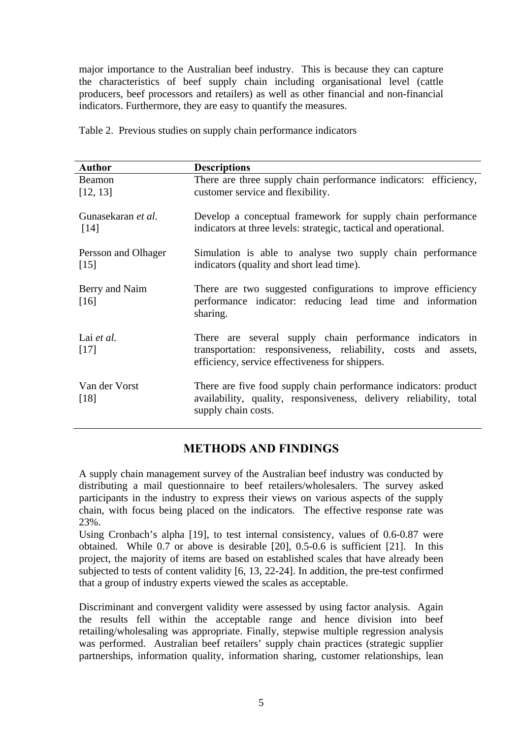major importance to the Australian beef industry. This is because they can capture the characteristics of beef supply chain including organisational level (cattle producers, beef processors and retailers) as well as other financial and non-financial indicators. Furthermore, they are easy to quantify the measures.

Table 2. Previous studies on supply chain performance indicators

| Author | Descriptions |
|---|---|
| Beamon [12, 13] | There are three supply chain performance indicators: efficiency, customer service and flexibility. |
| Gunasekaran *et al.* [14] | Develop a conceptual framework for supply chain performance indicators at three levels: strategic, tactical and operational. |
| Persson and Olhager [15] | Simulation is able to analyse two supply chain performance indicators (quality and short lead time). |
| Berry and Naim [16] | There are two suggested configurations to improve efficiency performance indicator: reducing lead time and information sharing. |
| Lai *et al.* [17] | There are several supply chain performance indicators in transportation: responsiveness, reliability, costs and assets, efficiency, service effectiveness for shippers. |
| Van der Vorst [18] | There are five food supply chain performance indicators: product availability, quality, responsiveness, delivery reliability, total supply chain costs. |

## METHODS AND FINDINGS

A supply chain management survey of the Australian beef industry was conducted by distributing a mail questionnaire to beef retailers/wholesalers. The survey asked participants in the industry to express their views on various aspects of the supply chain, with focus being placed on the indicators. The effective response rate was 23%.

Using Cronbach's alpha [19], to test internal consistency, values of 0.6-0.87 were obtained. While 0.7 or above is desirable [20], 0.5-0.6 is sufficient [21]. In this project, the majority of items are based on established scales that have already been subjected to tests of content validity [6, 13, 22-24]. In addition, the pre-test confirmed that a group of industry experts viewed the scales as acceptable.

Discriminant and convergent validity were assessed by using factor analysis. Again the results fell within the acceptable range and hence division into beef retailing/wholesaling was appropriate. Finally, stepwise multiple regression analysis was performed. Australian beef retailers' supply chain practices (strategic supplier partnerships, information quality, information sharing, customer relationships, lean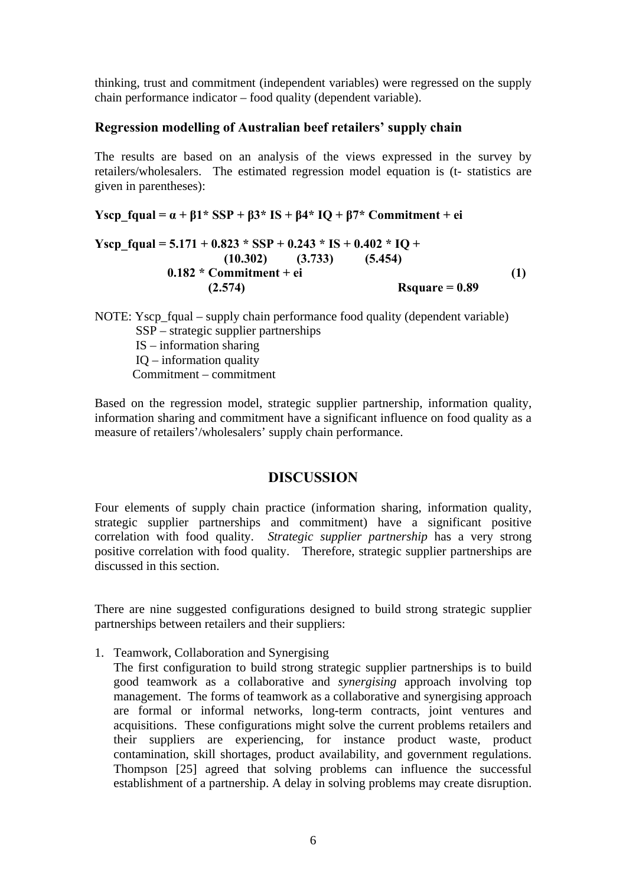thinking, trust and commitment (independent variables) were regressed on the supply chain performance indicator – food quality (dependent variable).

### Regression modelling of Australian beef retailers' supply chain

The results are based on an analysis of the views expressed in the survey by retailers/wholesalers. The estimated regression model equation is (t- statistics are given in parentheses):

$$\mathbf{Yscp\_fqual = \alpha + \beta1 * SSP + \beta3 * IS + \beta4 * IQ + \beta7 * Commitment + ei}$$

$$\mathbf{Yscp\_fqual = 5.171 + \underset{(10.302)}{0.823} * SSP + \underset{(3.733)}{0.243} * IS + \underset{(5.454)}{0.402} * IQ + \underset{(2.574)}{0.182} * Commitment + ei} \quad (1)$$

$$\mathbf{Rsquare = 0.89}$$

NOTE: Yscp_fqual – supply chain performance food quality (dependent variable)
SSP – strategic supplier partnerships
IS – information sharing
IQ – information quality
Commitment – commitment

Based on the regression model, strategic supplier partnership, information quality, information sharing and commitment have a significant influence on food quality as a measure of retailers'/wholesalers' supply chain performance.

## DISCUSSION

Four elements of supply chain practice (information sharing, information quality, strategic supplier partnerships and commitment) have a significant positive correlation with food quality. *Strategic supplier partnership* has a very strong positive correlation with food quality. Therefore, strategic supplier partnerships are discussed in this section.

There are nine suggested configurations designed to build strong strategic supplier partnerships between retailers and their suppliers:

1. Teamwork, Collaboration and Synergising
   The first configuration to build strong strategic supplier partnerships is to build good teamwork as a collaborative and *synergising* approach involving top management. The forms of teamwork as a collaborative and synergising approach are formal or informal networks, long-term contracts, joint ventures and acquisitions. These configurations might solve the current problems retailers and their suppliers are experiencing, for instance product waste, product contamination, skill shortages, product availability, and government regulations. Thompson [25] agreed that solving problems can influence the successful establishment of a partnership. A delay in solving problems may create disruption.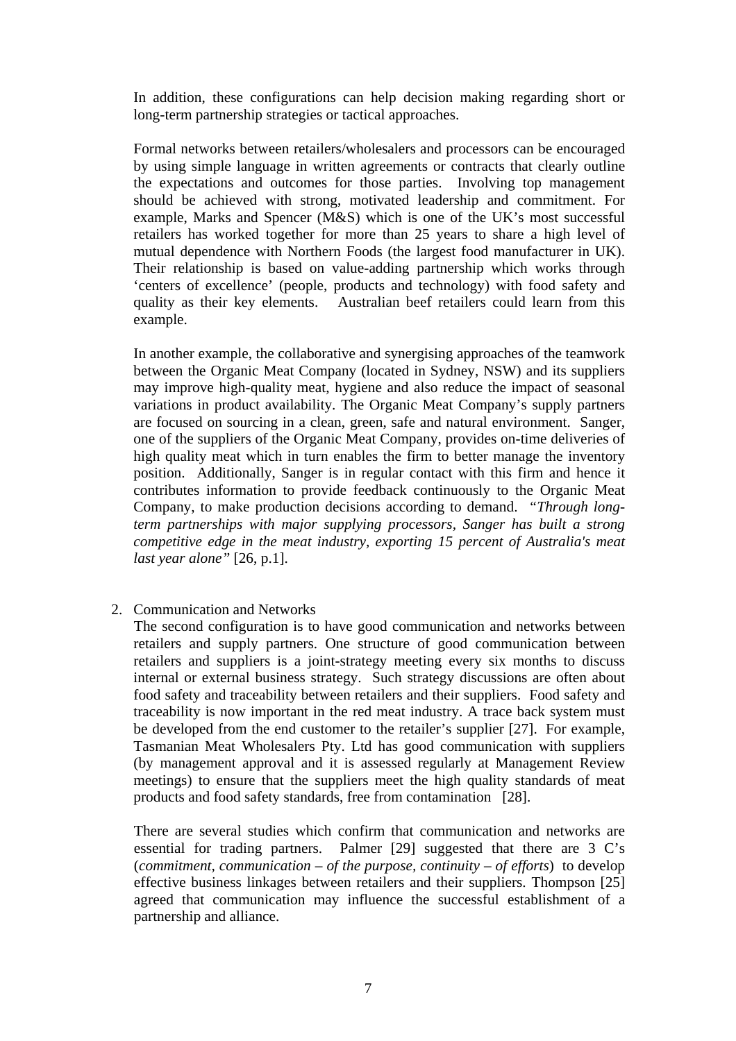In addition, these configurations can help decision making regarding short or long-term partnership strategies or tactical approaches.

Formal networks between retailers/wholesalers and processors can be encouraged by using simple language in written agreements or contracts that clearly outline the expectations and outcomes for those parties. Involving top management should be achieved with strong, motivated leadership and commitment. For example, Marks and Spencer (M&S) which is one of the UK's most successful retailers has worked together for more than 25 years to share a high level of mutual dependence with Northern Foods (the largest food manufacturer in UK). Their relationship is based on value-adding partnership which works through 'centers of excellence' (people, products and technology) with food safety and quality as their key elements. Australian beef retailers could learn from this example.

In another example, the collaborative and synergising approaches of the teamwork between the Organic Meat Company (located in Sydney, NSW) and its suppliers may improve high-quality meat, hygiene and also reduce the impact of seasonal variations in product availability. The Organic Meat Company's supply partners are focused on sourcing in a clean, green, safe and natural environment. Sanger, one of the suppliers of the Organic Meat Company, provides on-time deliveries of high quality meat which in turn enables the firm to better manage the inventory position. Additionally, Sanger is in regular contact with this firm and hence it contributes information to provide feedback continuously to the Organic Meat Company, to make production decisions according to demand. *"Through long-term partnerships with major supplying processors, Sanger has built a strong competitive edge in the meat industry, exporting 15 percent of Australia's meat last year alone"* [26, p.1].

2. Communication and Networks

   The second configuration is to have good communication and networks between retailers and supply partners. One structure of good communication between retailers and suppliers is a joint-strategy meeting every six months to discuss internal or external business strategy. Such strategy discussions are often about food safety and traceability between retailers and their suppliers. Food safety and traceability is now important in the red meat industry. A trace back system must be developed from the end customer to the retailer's supplier [27]. For example, Tasmanian Meat Wholesalers Pty. Ltd has good communication with suppliers (by management approval and it is assessed regularly at Management Review meetings) to ensure that the suppliers meet the high quality standards of meat products and food safety standards, free from contamination [28].

   There are several studies which confirm that communication and networks are essential for trading partners. Palmer [29] suggested that there are 3 C's (*commitment, communication – of the purpose, continuity – of efforts*) to develop effective business linkages between retailers and their suppliers. Thompson [25] agreed that communication may influence the successful establishment of a partnership and alliance.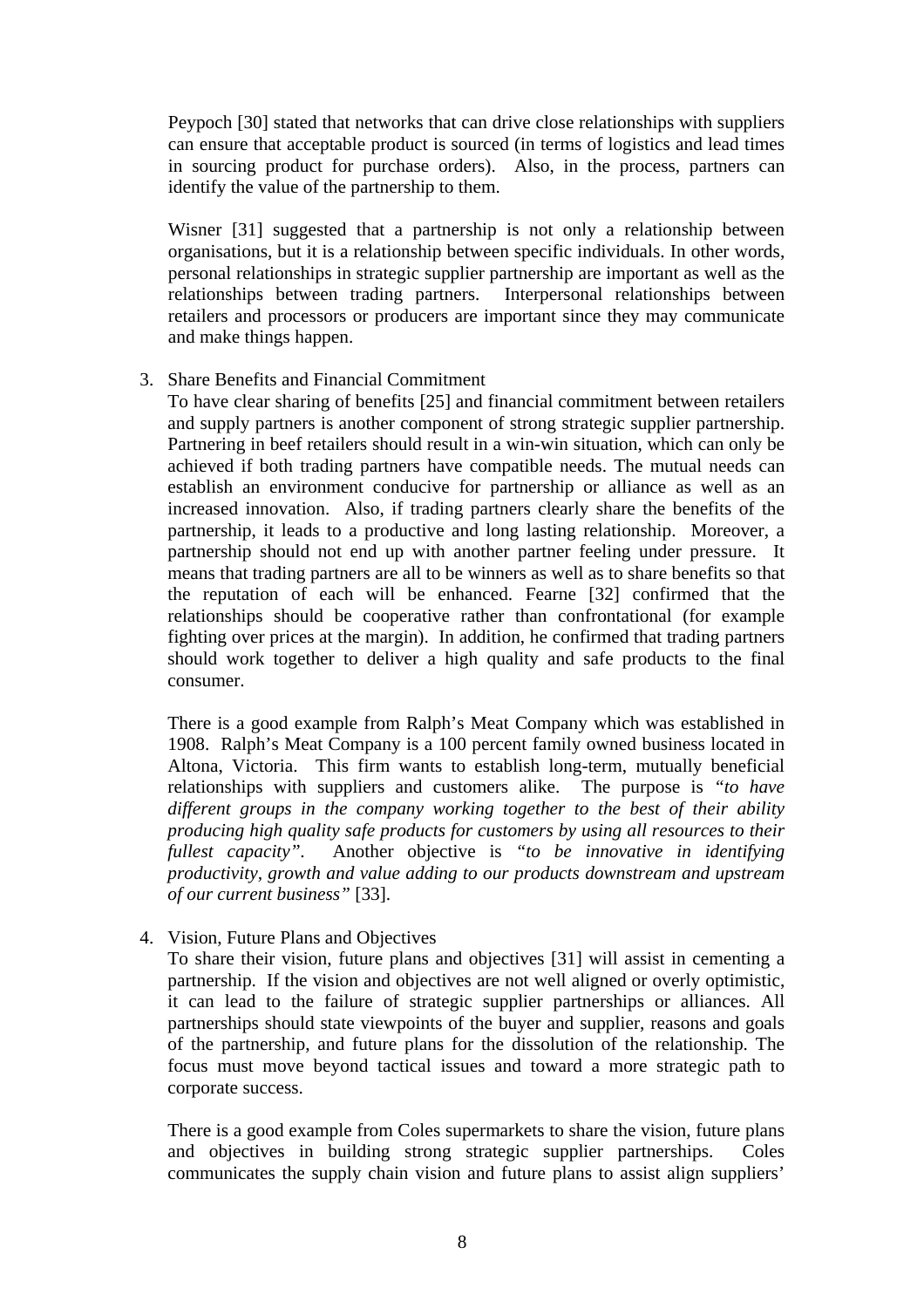Peypoch [30] stated that networks that can drive close relationships with suppliers can ensure that acceptable product is sourced (in terms of logistics and lead times in sourcing product for purchase orders). Also, in the process, partners can identify the value of the partnership to them.

Wisner [31] suggested that a partnership is not only a relationship between organisations, but it is a relationship between specific individuals. In other words, personal relationships in strategic supplier partnership are important as well as the relationships between trading partners. Interpersonal relationships between retailers and processors or producers are important since they may communicate and make things happen.

3. Share Benefits and Financial Commitment

   To have clear sharing of benefits [25] and financial commitment between retailers and supply partners is another component of strong strategic supplier partnership. Partnering in beef retailers should result in a win-win situation, which can only be achieved if both trading partners have compatible needs. The mutual needs can establish an environment conducive for partnership or alliance as well as an increased innovation. Also, if trading partners clearly share the benefits of the partnership, it leads to a productive and long lasting relationship. Moreover, a partnership should not end up with another partner feeling under pressure. It means that trading partners are all to be winners as well as to share benefits so that the reputation of each will be enhanced. Fearne [32] confirmed that the relationships should be cooperative rather than confrontational (for example fighting over prices at the margin). In addition, he confirmed that trading partners should work together to deliver a high quality and safe products to the final consumer.

   There is a good example from Ralph's Meat Company which was established in 1908. Ralph's Meat Company is a 100 percent family owned business located in Altona, Victoria. This firm wants to establish long-term, mutually beneficial relationships with suppliers and customers alike. The purpose is *"to have different groups in the company working together to the best of their ability producing high quality safe products for customers by using all resources to their fullest capacity"*. Another objective is *"to be innovative in identifying productivity, growth and value adding to our products downstream and upstream of our current business"* [33].

4. Vision, Future Plans and Objectives

   To share their vision, future plans and objectives [31] will assist in cementing a partnership. If the vision and objectives are not well aligned or overly optimistic, it can lead to the failure of strategic supplier partnerships or alliances. All partnerships should state viewpoints of the buyer and supplier, reasons and goals of the partnership, and future plans for the dissolution of the relationship. The focus must move beyond tactical issues and toward a more strategic path to corporate success.

   There is a good example from Coles supermarkets to share the vision, future plans and objectives in building strong strategic supplier partnerships. Coles communicates the supply chain vision and future plans to assist align suppliers'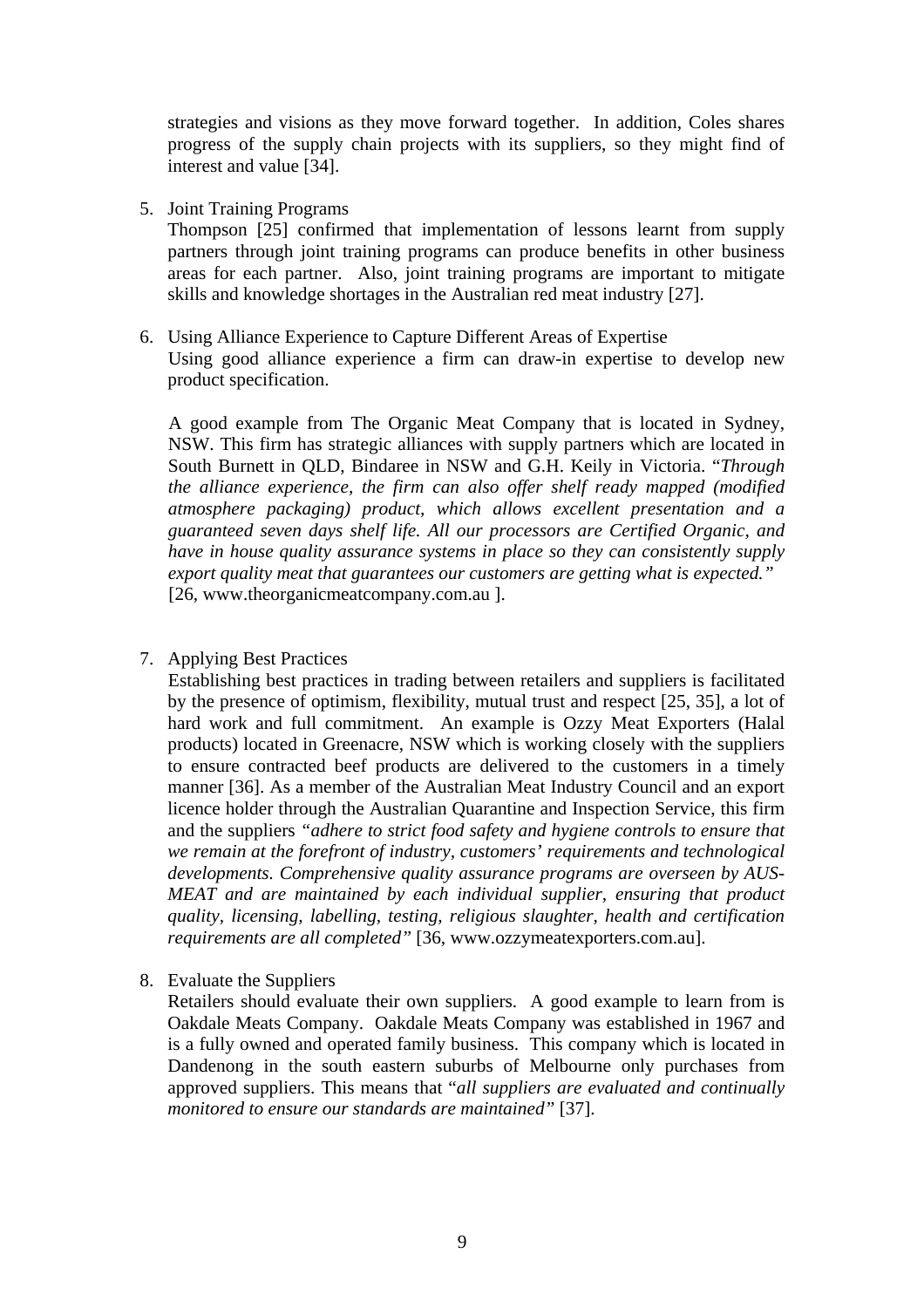strategies and visions as they move forward together. In addition, Coles shares progress of the supply chain projects with its suppliers, so they might find of interest and value [34].

5. Joint Training Programs

   Thompson [25] confirmed that implementation of lessons learnt from supply partners through joint training programs can produce benefits in other business areas for each partner. Also, joint training programs are important to mitigate skills and knowledge shortages in the Australian red meat industry [27].

6. Using Alliance Experience to Capture Different Areas of Expertise

   Using good alliance experience a firm can draw-in expertise to develop new product specification.

   A good example from The Organic Meat Company that is located in Sydney, NSW. This firm has strategic alliances with supply partners which are located in South Burnett in QLD, Bindaree in NSW and G.H. Keily in Victoria. "*Through the alliance experience, the firm can also offer shelf ready mapped (modified atmosphere packaging) product, which allows excellent presentation and a guaranteed seven days shelf life. All our processors are Certified Organic, and have in house quality assurance systems in place so they can consistently supply export quality meat that guarantees our customers are getting what is expected.*" [26, www.theorganicmeatcompany.com.au ].

7. Applying Best Practices

   Establishing best practices in trading between retailers and suppliers is facilitated by the presence of optimism, flexibility, mutual trust and respect [25, 35], a lot of hard work and full commitment. An example is Ozzy Meat Exporters (Halal products) located in Greenacre, NSW which is working closely with the suppliers to ensure contracted beef products are delivered to the customers in a timely manner [36]. As a member of the Australian Meat Industry Council and an export licence holder through the Australian Quarantine and Inspection Service, this firm and the suppliers "*adhere to strict food safety and hygiene controls to ensure that we remain at the forefront of industry, customers' requirements and technological developments. Comprehensive quality assurance programs are overseen by AUS-MEAT and are maintained by each individual supplier, ensuring that product quality, licensing, labelling, testing, religious slaughter, health and certification requirements are all completed*" [36, www.ozzymeatexporters.com.au].

8. Evaluate the Suppliers

   Retailers should evaluate their own suppliers. A good example to learn from is Oakdale Meats Company. Oakdale Meats Company was established in 1967 and is a fully owned and operated family business. This company which is located in Dandenong in the south eastern suburbs of Melbourne only purchases from approved suppliers. This means that "*all suppliers are evaluated and continually monitored to ensure our standards are maintained*" [37].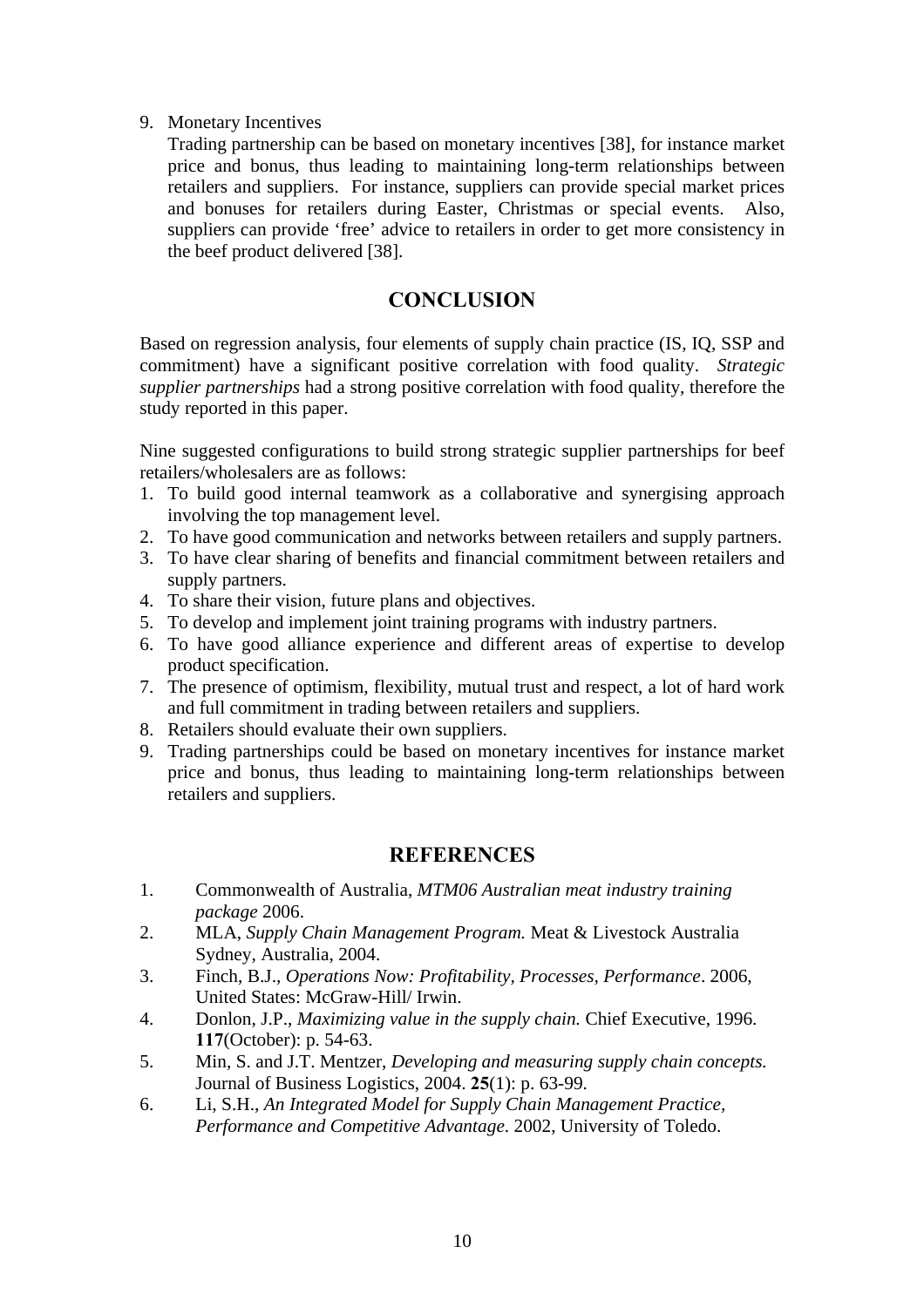9. Monetary Incentives

   Trading partnership can be based on monetary incentives [38], for instance market price and bonus, thus leading to maintaining long-term relationships between retailers and suppliers. For instance, suppliers can provide special market prices and bonuses for retailers during Easter, Christmas or special events. Also, suppliers can provide 'free' advice to retailers in order to get more consistency in the beef product delivered [38].

## CONCLUSION

Based on regression analysis, four elements of supply chain practice (IS, IQ, SSP and commitment) have a significant positive correlation with food quality. *Strategic supplier partnerships* had a strong positive correlation with food quality, therefore the study reported in this paper.

Nine suggested configurations to build strong strategic supplier partnerships for beef retailers/wholesalers are as follows:

1. To build good internal teamwork as a collaborative and synergising approach involving the top management level.
2. To have good communication and networks between retailers and supply partners.
3. To have clear sharing of benefits and financial commitment between retailers and supply partners.
4. To share their vision, future plans and objectives.
5. To develop and implement joint training programs with industry partners.
6. To have good alliance experience and different areas of expertise to develop product specification.
7. The presence of optimism, flexibility, mutual trust and respect, a lot of hard work and full commitment in trading between retailers and suppliers.
8. Retailers should evaluate their own suppliers.
9. Trading partnerships could be based on monetary incentives for instance market price and bonus, thus leading to maintaining long-term relationships between retailers and suppliers.

## REFERENCES

1. Commonwealth of Australia, *MTM06 Australian meat industry training package* 2006.
2. MLA, *Supply Chain Management Program.* Meat & Livestock Australia Sydney, Australia, 2004.
3. Finch, B.J., *Operations Now: Profitability, Processes, Performance*. 2006, United States: McGraw-Hill/ Irwin.
4. Donlon, J.P., *Maximizing value in the supply chain.* Chief Executive, 1996. **117**(October): p. 54-63.
5. Min, S. and J.T. Mentzer, *Developing and measuring supply chain concepts.* Journal of Business Logistics, 2004. **25**(1): p. 63-99.
6. Li, S.H., *An Integrated Model for Supply Chain Management Practice, Performance and Competitive Advantage*. 2002, University of Toledo.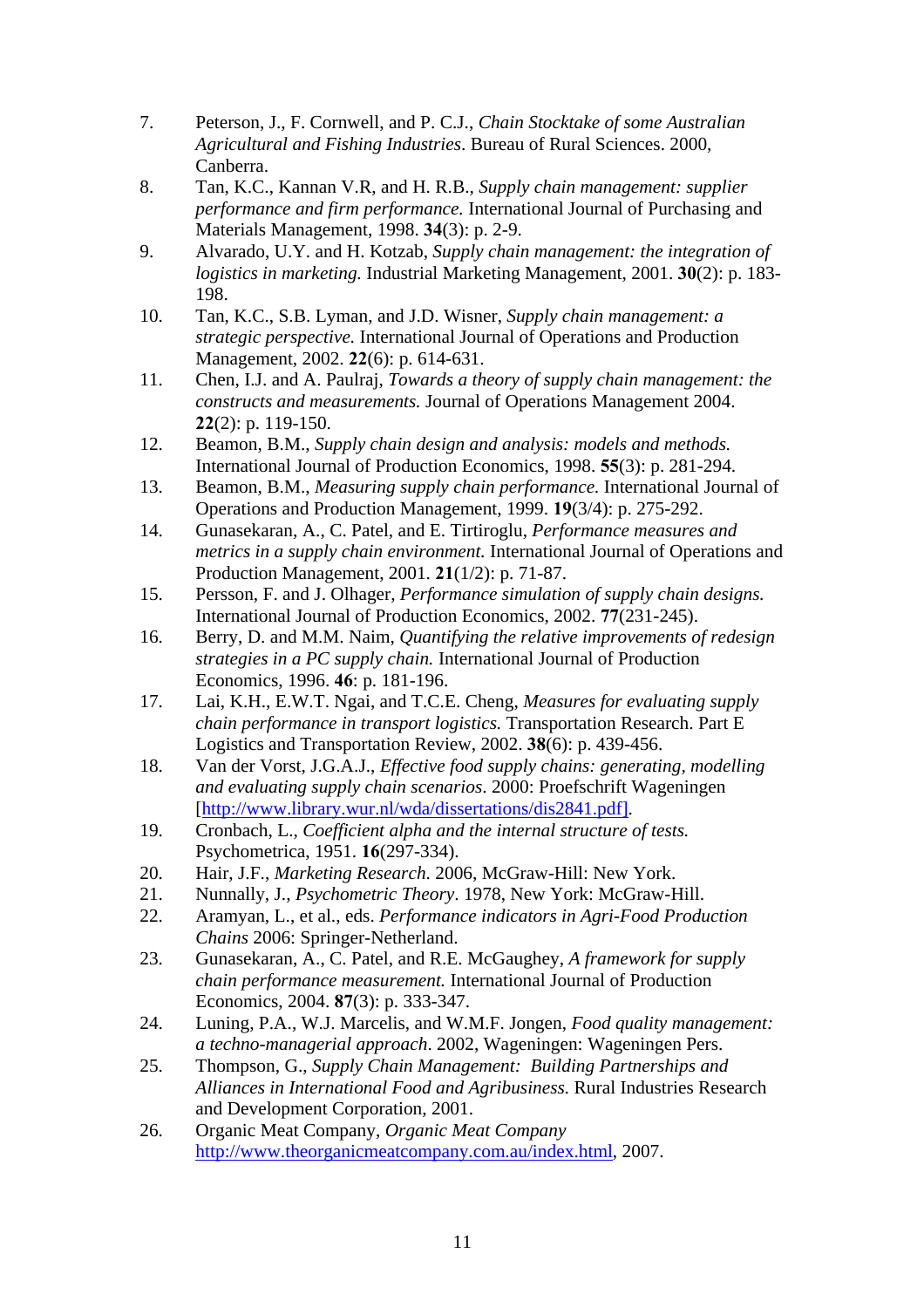7. Peterson, J., F. Cornwell, and P. C.J., *Chain Stocktake of some Australian Agricultural and Fishing Industries*. Bureau of Rural Sciences. 2000, Canberra.
8. Tan, K.C., Kannan V.R, and H. R.B., *Supply chain management: supplier performance and firm performance.* International Journal of Purchasing and Materials Management, 1998. **34**(3): p. 2-9.
9. Alvarado, U.Y. and H. Kotzab, *Supply chain management: the integration of logistics in marketing.* Industrial Marketing Management, 2001. **30**(2): p. 183-198.
10. Tan, K.C., S.B. Lyman, and J.D. Wisner, *Supply chain management: a strategic perspective.* International Journal of Operations and Production Management, 2002. **22**(6): p. 614-631.
11. Chen, I.J. and A. Paulraj, *Towards a theory of supply chain management: the constructs and measurements.* Journal of Operations Management 2004. **22**(2): p. 119-150.
12. Beamon, B.M., *Supply chain design and analysis: models and methods.* International Journal of Production Economics, 1998. **55**(3): p. 281-294.
13. Beamon, B.M., *Measuring supply chain performance.* International Journal of Operations and Production Management, 1999. **19**(3/4): p. 275-292.
14. Gunasekaran, A., C. Patel, and E. Tirtiroglu, *Performance measures and metrics in a supply chain environment.* International Journal of Operations and Production Management, 2001. **21**(1/2): p. 71-87.
15. Persson, F. and J. Olhager, *Performance simulation of supply chain designs.* International Journal of Production Economics, 2002. **77**(231-245).
16. Berry, D. and M.M. Naim, *Quantifying the relative improvements of redesign strategies in a PC supply chain.* International Journal of Production Economics, 1996. **46**: p. 181-196.
17. Lai, K.H., E.W.T. Ngai, and T.C.E. Cheng, *Measures for evaluating supply chain performance in transport logistics.* Transportation Research. Part E Logistics and Transportation Review, 2002. **38**(6): p. 439-456.
18. Van der Vorst, J.G.A.J., *Effective food supply chains: generating, modelling and evaluating supply chain scenarios*. 2000: Proefschrift Wageningen [http://www.library.wur.nl/wda/dissertations/dis2841.pdf].
19. Cronbach, L., *Coefficient alpha and the internal structure of tests.* Psychometrica, 1951. **16**(297-334).
20. Hair, J.F., *Marketing Research*. 2006, McGraw-Hill: New York.
21. Nunnally, J., *Psychometric Theory*. 1978, New York: McGraw-Hill.
22. Aramyan, L., et al., eds. *Performance indicators in Agri-Food Production Chains* 2006: Springer-Netherland.
23. Gunasekaran, A., C. Patel, and R.E. McGaughey, *A framework for supply chain performance measurement.* International Journal of Production Economics, 2004. **87**(3): p. 333-347.
24. Luning, P.A., W.J. Marcelis, and W.M.F. Jongen, *Food quality management: a techno-managerial approach*. 2002, Wageningen: Wageningen Pers.
25. Thompson, G., *Supply Chain Management: Building Partnerships and Alliances in International Food and Agribusiness.* Rural Industries Research and Development Corporation, 2001.
26. Organic Meat Company, *Organic Meat Company* http://www.theorganicmeatcompany.com.au/index.html, 2007.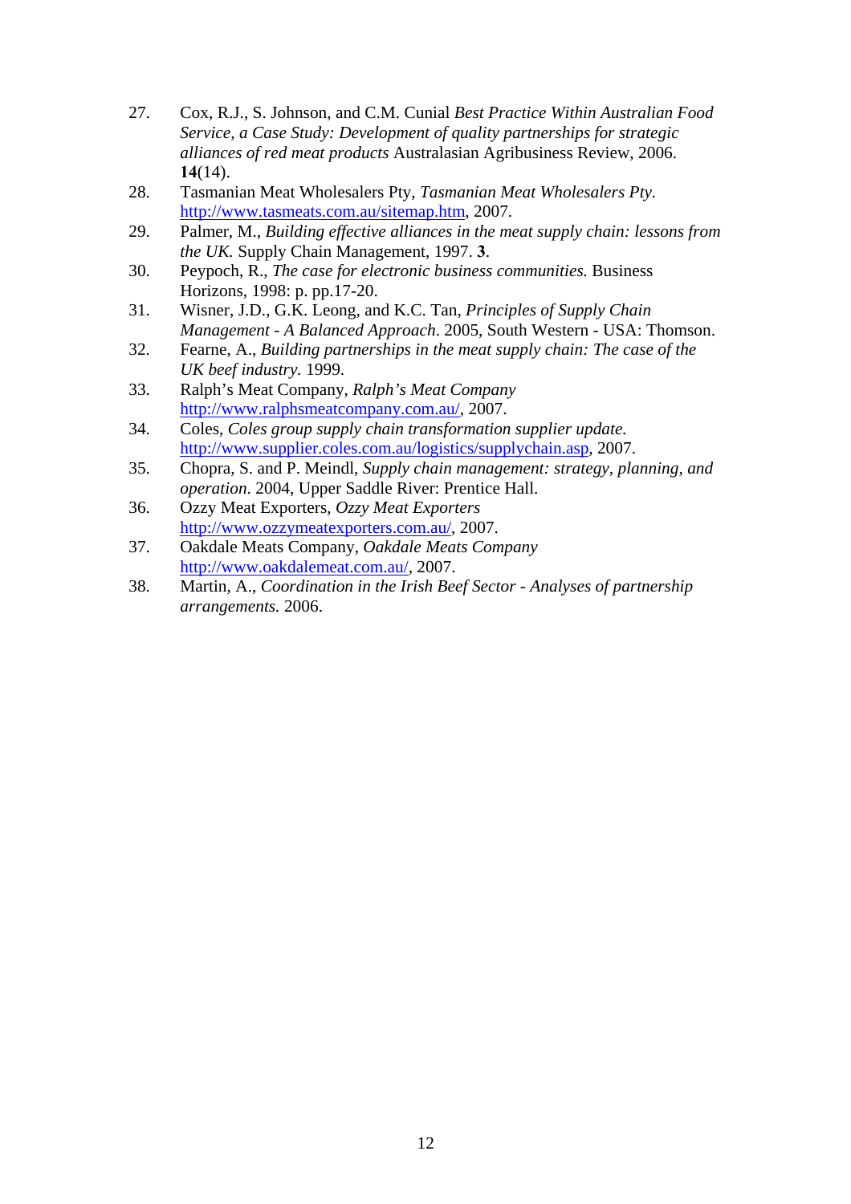27. Cox, R.J., S. Johnson, and C.M. Cunial *Best Practice Within Australian Food Service, a Case Study: Development of quality partnerships for strategic alliances of red meat products* Australasian Agribusiness Review, 2006. **14**(14).
28. Tasmanian Meat Wholesalers Pty, *Tasmanian Meat Wholesalers Pty.* http://www.tasmeats.com.au/sitemap.htm, 2007.
29. Palmer, M., *Building effective alliances in the meat supply chain: lessons from the UK.* Supply Chain Management, 1997. **3**.
30. Peypoch, R., *The case for electronic business communities.* Business Horizons, 1998: p. pp.17-20.
31. Wisner, J.D., G.K. Leong, and K.C. Tan, *Principles of Supply Chain Management - A Balanced Approach*. 2005, South Western - USA: Thomson.
32. Fearne, A., *Building partnerships in the meat supply chain: The case of the UK beef industry.* 1999.
33. Ralph's Meat Company, *Ralph's Meat Company* http://www.ralphsmeatcompany.com.au/, 2007.
34. Coles, *Coles group supply chain transformation supplier update.* http://www.supplier.coles.com.au/logistics/supplychain.asp, 2007.
35. Chopra, S. and P. Meindl, *Supply chain management: strategy, planning, and operation.* 2004, Upper Saddle River: Prentice Hall.
36. Ozzy Meat Exporters, *Ozzy Meat Exporters* http://www.ozzymeatexporters.com.au/, 2007.
37. Oakdale Meats Company, *Oakdale Meats Company* http://www.oakdalemeat.com.au/, 2007.
38. Martin, A., *Coordination in the Irish Beef Sector - Analyses of partnership arrangements.* 2006.